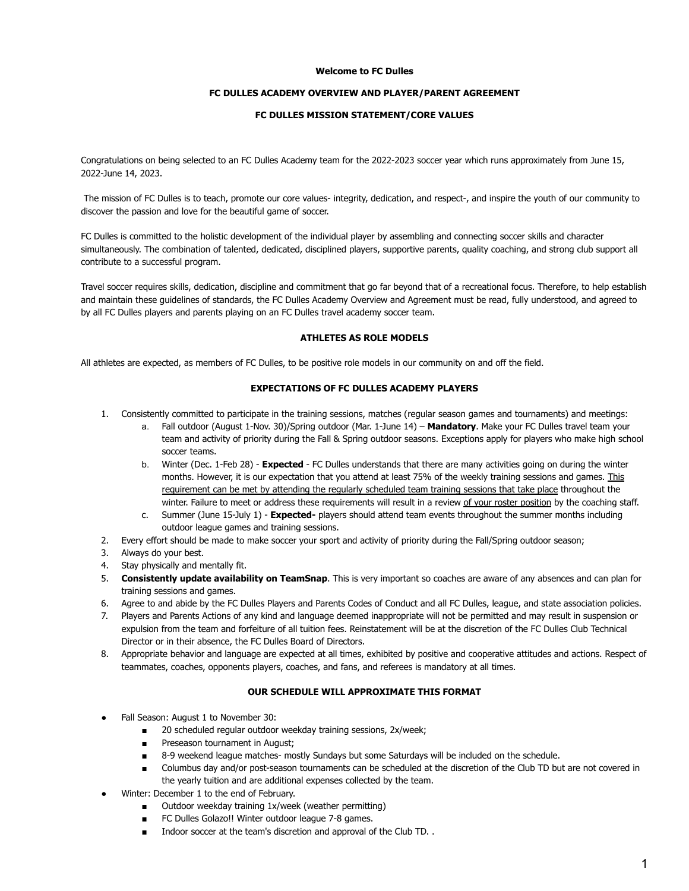**Welcome to FC Dulles**

**FC DULLES ACADEMY OVERVIEW AND PLAYER/PARENT AGREEMENT**

**FC DULLES MISSION STATEMENT/CORE VALUES**

Congratulations on being selected to an FC Dulles Academy team for the 2022-2023 soccer year which runs approximately from June 15, 2022-June 14, 2023.

The mission of FC Dulles is to teach, promote our core values- integrity, dedication, and respect-, and inspire the youth of our community to discover the passion and love for the beautiful game of soccer.

FC Dulles is committed to the holistic development of the individual player by assembling and connecting soccer skills and character simultaneously. The combination of talented, dedicated, disciplined players, supportive parents, quality coaching, and strong club support all contribute to a successful program.

Travel soccer requires skills, dedication, discipline and commitment that go far beyond that of a recreational focus. Therefore, to help establish and maintain these guidelines of standards, the FC Dulles Academy Overview and Agreement must be read, fully understood, and agreed to by all FC Dulles players and parents playing on an FC Dulles travel academy soccer team.

**ATHLETES AS ROLE MODELS**

All athletes are expected, as members of FC Dulles, to be positive role models in our community on and off the field.

**EXPECTATIONS OF FC DULLES ACADEMY PLAYERS**

1. Consistently committed to participate in the training sessions, matches (regular season games and tournaments) and meetings:
   a. Fall outdoor (August 1-Nov. 30)/Spring outdoor (Mar. 1-June 14) – **Mandatory**. Make your FC Dulles travel team your team and activity of priority during the Fall & Spring outdoor seasons. Exceptions apply for players who make high school soccer teams.
   b. Winter (Dec. 1-Feb 28) - **Expected** - FC Dulles understands that there are many activities going on during the winter months. However, it is our expectation that you attend at least 75% of the weekly training sessions and games. This requirement can be met by attending the regularly scheduled team training sessions that take place throughout the winter. Failure to meet or address these requirements will result in a review of your roster position by the coaching staff.
   c. Summer (June 15-July 1) - **Expected-** players should attend team events throughout the summer months including outdoor league games and training sessions.
2. Every effort should be made to make soccer your sport and activity of priority during the Fall/Spring outdoor season;
3. Always do your best.
4. Stay physically and mentally fit.
5. **Consistently update availability on TeamSnap**. This is very important so coaches are aware of any absences and can plan for training sessions and games.
6. Agree to and abide by the FC Dulles Players and Parents Codes of Conduct and all FC Dulles, league, and state association policies.
7. Players and Parents Actions of any kind and language deemed inappropriate will not be permitted and may result in suspension or expulsion from the team and forfeiture of all tuition fees. Reinstatement will be at the discretion of the FC Dulles Club Technical Director or in their absence, the FC Dulles Board of Directors.
8. Appropriate behavior and language are expected at all times, exhibited by positive and cooperative attitudes and actions. Respect of teammates, coaches, opponents players, coaches, and fans, and referees is mandatory at all times.

**OUR SCHEDULE WILL APPROXIMATE THIS FORMAT**

- Fall Season: August 1 to November 30:
  - 20 scheduled regular outdoor weekday training sessions, 2x/week;
  - Preseason tournament in August;
  - 8-9 weekend league matches- mostly Sundays but some Saturdays will be included on the schedule.
  - Columbus day and/or post-season tournaments can be scheduled at the discretion of the Club TD but are not covered in the yearly tuition and are additional expenses collected by the team.
- Winter: December 1 to the end of February.
  - Outdoor weekday training 1x/week (weather permitting)
  - FC Dulles Golazo!! Winter outdoor league 7-8 games.
  - Indoor soccer at the team's discretion and approval of the Club TD. .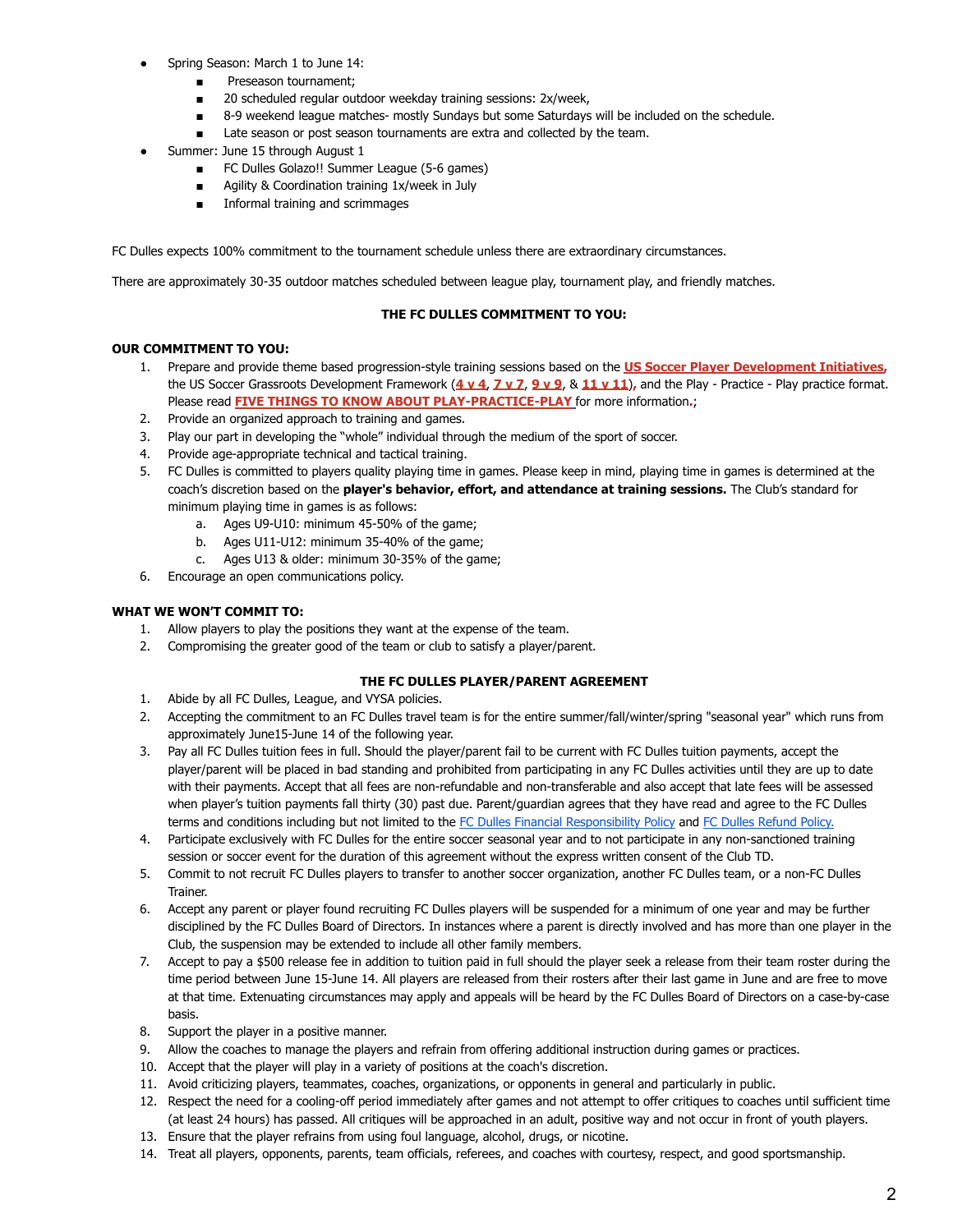- Spring Season: March 1 to June 14:
  - Preseason tournament;
  - 20 scheduled regular outdoor weekday training sessions: 2x/week,
  - 8-9 weekend league matches- mostly Sundays but some Saturdays will be included on the schedule.
  - Late season or post season tournaments are extra and collected by the team.
- Summer: June 15 through August 1
  - FC Dulles Golazo!! Summer League (5-6 games)
  - Agility & Coordination training 1x/week in July
  - Informal training and scrimmages

FC Dulles expects 100% commitment to the tournament schedule unless there are extraordinary circumstances.

There are approximately 30-35 outdoor matches scheduled between league play, tournament play, and friendly matches.

**THE FC DULLES COMMITMENT TO YOU:**

**OUR COMMITMENT TO YOU:**

1. Prepare and provide theme based progression-style training sessions based on the **US Soccer Player Development Initiatives**, the US Soccer Grassroots Development Framework (**4 v 4**, **7 v 7**, **9 v 9**, & **11 v 11**), and the Play - Practice - Play practice format. Please read **FIVE THINGS TO KNOW ABOUT PLAY-PRACTICE-PLAY** for more information.;
2. Provide an organized approach to training and games.
3. Play our part in developing the "whole" individual through the medium of the sport of soccer.
4. Provide age-appropriate technical and tactical training.
5. FC Dulles is committed to players quality playing time in games. Please keep in mind, playing time in games is determined at the coach's discretion based on the **player's behavior, effort, and attendance at training sessions.** The Club's standard for minimum playing time in games is as follows:
   a. Ages U9-U10: minimum 45-50% of the game;
   b. Ages U11-U12: minimum 35-40% of the game;
   c. Ages U13 & older: minimum 30-35% of the game;
6. Encourage an open communications policy.

**WHAT WE WON'T COMMIT TO:**

1. Allow players to play the positions they want at the expense of the team.
2. Compromising the greater good of the team or club to satisfy a player/parent.

**THE FC DULLES PLAYER/PARENT AGREEMENT**

1. Abide by all FC Dulles, League, and VYSA policies.
2. Accepting the commitment to an FC Dulles travel team is for the entire summer/fall/winter/spring "seasonal year" which runs from approximately June15-June 14 of the following year.
3. Pay all FC Dulles tuition fees in full. Should the player/parent fail to be current with FC Dulles tuition payments, accept the player/parent will be placed in bad standing and prohibited from participating in any FC Dulles activities until they are up to date with their payments. Accept that all fees are non-refundable and non-transferable and also accept that late fees will be assessed when player's tuition payments fall thirty (30) past due. Parent/guardian agrees that they have read and agree to the FC Dulles terms and conditions including but not limited to the FC Dulles Financial Responsibility Policy and FC Dulles Refund Policy.
4. Participate exclusively with FC Dulles for the entire soccer seasonal year and to not participate in any non-sanctioned training session or soccer event for the duration of this agreement without the express written consent of the Club TD.
5. Commit to not recruit FC Dulles players to transfer to another soccer organization, another FC Dulles team, or a non-FC Dulles Trainer.
6. Accept any parent or player found recruiting FC Dulles players will be suspended for a minimum of one year and may be further disciplined by the FC Dulles Board of Directors. In instances where a parent is directly involved and has more than one player in the Club, the suspension may be extended to include all other family members.
7. Accept to pay a $500 release fee in addition to tuition paid in full should the player seek a release from their team roster during the time period between June 15-June 14. All players are released from their rosters after their last game in June and are free to move at that time. Extenuating circumstances may apply and appeals will be heard by the FC Dulles Board of Directors on a case-by-case basis.
8. Support the player in a positive manner.
9. Allow the coaches to manage the players and refrain from offering additional instruction during games or practices.
10. Accept that the player will play in a variety of positions at the coach's discretion.
11. Avoid criticizing players, teammates, coaches, organizations, or opponents in general and particularly in public.
12. Respect the need for a cooling-off period immediately after games and not attempt to offer critiques to coaches until sufficient time (at least 24 hours) has passed. All critiques will be approached in an adult, positive way and not occur in front of youth players.
13. Ensure that the player refrains from using foul language, alcohol, drugs, or nicotine.
14. Treat all players, opponents, parents, team officials, referees, and coaches with courtesy, respect, and good sportsmanship.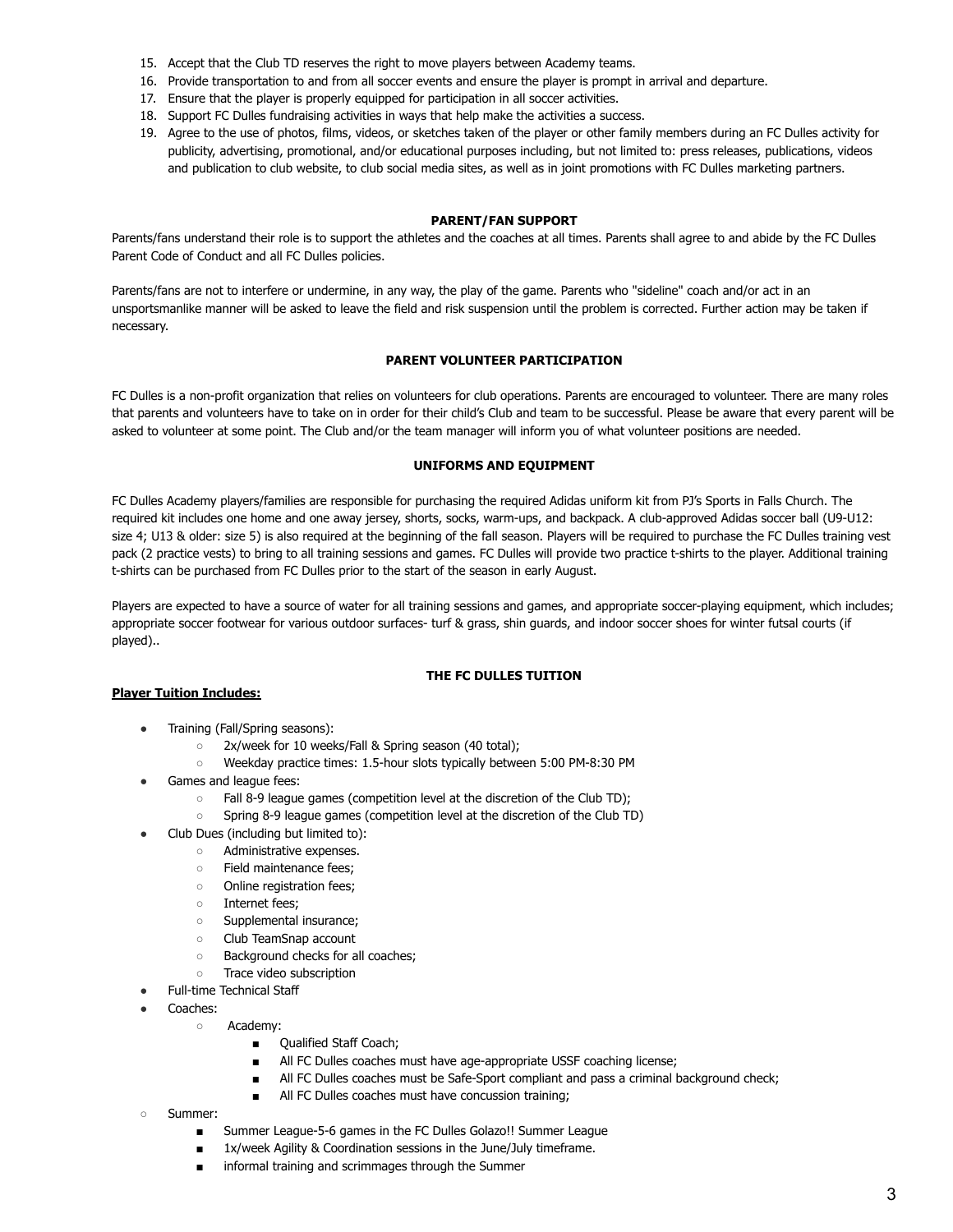15. Accept that the Club TD reserves the right to move players between Academy teams.
16. Provide transportation to and from all soccer events and ensure the player is prompt in arrival and departure.
17. Ensure that the player is properly equipped for participation in all soccer activities.
18. Support FC Dulles fundraising activities in ways that help make the activities a success.
19. Agree to the use of photos, films, videos, or sketches taken of the player or other family members during an FC Dulles activity for publicity, advertising, promotional, and/or educational purposes including, but not limited to: press releases, publications, videos and publication to club website, to club social media sites, as well as in joint promotions with FC Dulles marketing partners.

### PARENT/FAN SUPPORT

Parents/fans understand their role is to support the athletes and the coaches at all times. Parents shall agree to and abide by the FC Dulles Parent Code of Conduct and all FC Dulles policies.

Parents/fans are not to interfere or undermine, in any way, the play of the game. Parents who "sideline" coach and/or act in an unsportsmanlike manner will be asked to leave the field and risk suspension until the problem is corrected. Further action may be taken if necessary.

### PARENT VOLUNTEER PARTICIPATION

FC Dulles is a non-profit organization that relies on volunteers for club operations. Parents are encouraged to volunteer. There are many roles that parents and volunteers have to take on in order for their child's Club and team to be successful. Please be aware that every parent will be asked to volunteer at some point. The Club and/or the team manager will inform you of what volunteer positions are needed.

### UNIFORMS AND EQUIPMENT

FC Dulles Academy players/families are responsible for purchasing the required Adidas uniform kit from PJ's Sports in Falls Church. The required kit includes one home and one away jersey, shorts, socks, warm-ups, and backpack. A club-approved Adidas soccer ball (U9-U12: size 4; U13 & older: size 5) is also required at the beginning of the fall season. Players will be required to purchase the FC Dulles training vest pack (2 practice vests) to bring to all training sessions and games. FC Dulles will provide two practice t-shirts to the player. Additional training t-shirts can be purchased from FC Dulles prior to the start of the season in early August.

Players are expected to have a source of water for all training sessions and games, and appropriate soccer-playing equipment, which includes; appropriate soccer footwear for various outdoor surfaces- turf & grass, shin guards, and indoor soccer shoes for winter futsal courts (if played)..

### THE FC DULLES TUITION

**<u>Player Tuition Includes:</u>**

- Training (Fall/Spring seasons):
  - 2x/week for 10 weeks/Fall & Spring season (40 total);
  - Weekday practice times: 1.5-hour slots typically between 5:00 PM-8:30 PM
- Games and league fees:
  - Fall 8-9 league games (competition level at the discretion of the Club TD);
  - Spring 8-9 league games (competition level at the discretion of the Club TD)
- Club Dues (including but limited to):
  - Administrative expenses.
  - Field maintenance fees;
  - Online registration fees;
  - Internet fees;
  - Supplemental insurance;
  - Club TeamSnap account
  - Background checks for all coaches;
  - Trace video subscription
- Full-time Technical Staff
- Coaches:
  - Academy:
    - Qualified Staff Coach;
    - All FC Dulles coaches must have age-appropriate USSF coaching license;
    - All FC Dulles coaches must be Safe-Sport compliant and pass a criminal background check;
    - All FC Dulles coaches must have concussion training;
- Summer:
  - Summer League-5-6 games in the FC Dulles Golazo!! Summer League
  - 1x/week Agility & Coordination sessions in the June/July timeframe.
  - informal training and scrimmages through the Summer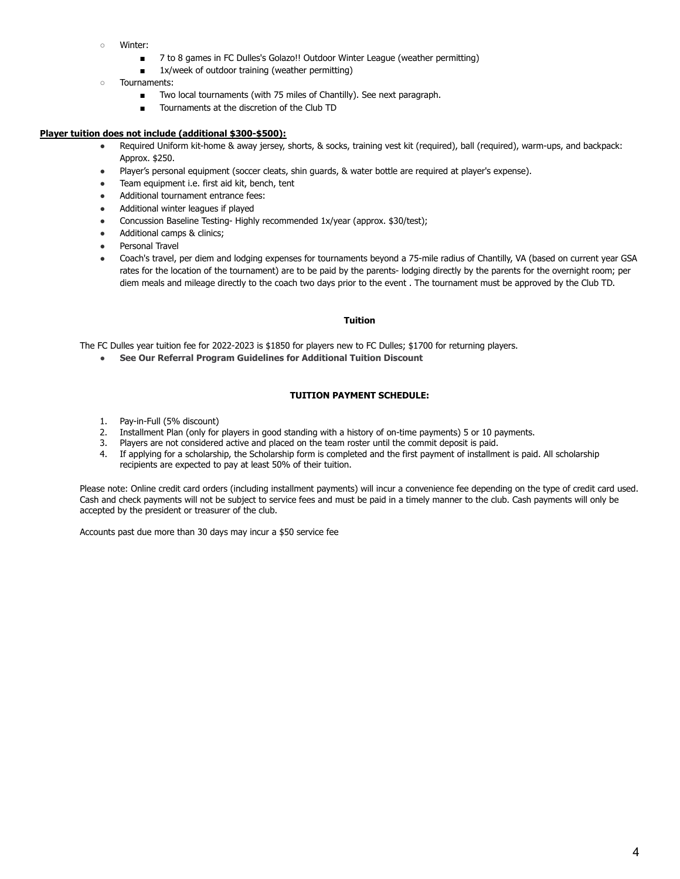- Winter:
  - 7 to 8 games in FC Dulles's Golazo!! Outdoor Winter League (weather permitting)
  - 1x/week of outdoor training (weather permitting)
- Tournaments:
  - Two local tournaments (with 75 miles of Chantilly). See next paragraph.
  - Tournaments at the discretion of the Club TD

**Player tuition does not include (additional $300-$500):**

- Required Uniform kit-home & away jersey, shorts, & socks, training vest kit (required), ball (required), warm-ups, and backpack: Approx. $250.
- Player's personal equipment (soccer cleats, shin guards, & water bottle are required at player's expense).
- Team equipment i.e. first aid kit, bench, tent
- Additional tournament entrance fees:
- Additional winter leagues if played
- Concussion Baseline Testing- Highly recommended 1x/year (approx. $30/test);
- Additional camps & clinics;
- Personal Travel
- Coach's travel, per diem and lodging expenses for tournaments beyond a 75-mile radius of Chantilly, VA (based on current year GSA rates for the location of the tournament) are to be paid by the parents- lodging directly by the parents for the overnight room; per diem meals and mileage directly to the coach two days prior to the event . The tournament must be approved by the Club TD.

**Tuition**

The FC Dulles year tuition fee for 2022-2023 is $1850 for players new to FC Dulles; $1700 for returning players.

- **See Our Referral Program Guidelines for Additional Tuition Discount**

**TUITION PAYMENT SCHEDULE:**

1. Pay-in-Full (5% discount)
2. Installment Plan (only for players in good standing with a history of on-time payments) 5 or 10 payments.
3. Players are not considered active and placed on the team roster until the commit deposit is paid.
4. If applying for a scholarship, the Scholarship form is completed and the first payment of installment is paid. All scholarship recipients are expected to pay at least 50% of their tuition.

Please note: Online credit card orders (including installment payments) will incur a convenience fee depending on the type of credit card used. Cash and check payments will not be subject to service fees and must be paid in a timely manner to the club. Cash payments will only be accepted by the president or treasurer of the club.

Accounts past due more than 30 days may incur a $50 service fee